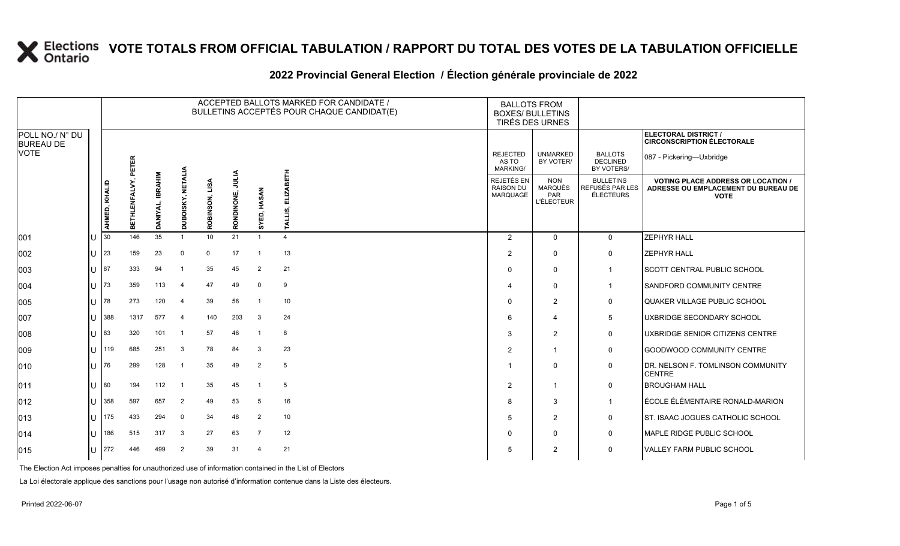# VOTE TOTALS FROM OFFICIAL TABULATION / RAPPORT DU TOTAL DES VOTES DE LA TABULATION OFFICIELLE

## 2022 Provincial General Election / Élection générale provinciale de 2022

| POLL NO./ N° DU BUREAU DE VOTE | | ACCEPTED BALLOTS MARKED FOR CANDIDATE / BULLETINS ACCEPTÉS POUR CHAQUE CANDIDAT(E) | | | | | | | | BALLOTS FROM BOXES/ BULLETINS TIRÉS DES URNES | | | ELECTORAL DISTRICT / CIRCONSCRIPTION ÉLECTORALE 087 - Pickering—Uxbridge |
|---|---|---|---|---|---|---|---|---|---|---|---|---|---|
| | | AHMED, KHALID | BETHLENFALVY, PETER | DANIYAL, IBRAHIM | DUBOISKY, NETALIA | ROBINSON, LISA | RONDINONE, JULIA | SYED, HASAN | TALLIS, ELIZABETH | REJECTED AS TO MARKING/ REJETÉS EN RAISON DU MARQUAGE | UNMARKED BY VOTER/ NON MARQUÉS PAR L'ÉLECTEUR | BALLOTS DECLINED BY VOTERS/ BULLETINS REFUSÉS PAR LES ÉLECTEURS | VOTING PLACE ADDRESS OR LOCATION / ADRESSE OU EMPLACEMENT DU BUREAU DE VOTE |
| 001 | U | 30 | 146 | 35 | 1 | 10 | 21 | 1 | 4 | 2 | 0 | 0 | ZEPHYR HALL |
| 002 | U | 23 | 159 | 23 | 0 | 0 | 17 | 1 | 13 | 2 | 0 | 0 | ZEPHYR HALL |
| 003 | U | 87 | 333 | 94 | 1 | 35 | 45 | 2 | 21 | 0 | 0 | 1 | SCOTT CENTRAL PUBLIC SCHOOL |
| 004 | U | 73 | 359 | 113 | 4 | 47 | 49 | 0 | 9 | 4 | 0 | 1 | SANDFORD COMMUNITY CENTRE |
| 005 | U | 78 | 273 | 120 | 4 | 39 | 56 | 1 | 10 | 0 | 2 | 0 | QUAKER VILLAGE PUBLIC SCHOOL |
| 007 | U | 388 | 1317 | 577 | 4 | 140 | 203 | 3 | 24 | 6 | 4 | 5 | UXBRIDGE SECONDARY SCHOOL |
| 008 | U | 83 | 320 | 101 | 1 | 57 | 46 | 1 | 8 | 3 | 2 | 0 | UXBRIDGE SENIOR CITIZENS CENTRE |
| 009 | U | 119 | 685 | 251 | 3 | 78 | 84 | 3 | 23 | 2 | 1 | 0 | GOODWOOD COMMUNITY CENTRE |
| 010 | U | 76 | 299 | 128 | 1 | 35 | 49 | 2 | 5 | 1 | 0 | 0 | DR. NELSON F. TOMLINSON COMMUNITY CENTRE |
| 011 | U | 80 | 194 | 112 | 1 | 35 | 45 | 1 | 5 | 2 | 1 | 0 | BROUGHAM HALL |
| 012 | U | 358 | 597 | 657 | 2 | 49 | 53 | 5 | 16 | 8 | 3 | 1 | ÉCOLE ÉLÉMENTAIRE RONALD-MARION |
| 013 | U | 175 | 433 | 294 | 0 | 34 | 48 | 2 | 10 | 5 | 2 | 0 | ST. ISAAC JOGUES CATHOLIC SCHOOL |
| 014 | U | 186 | 515 | 317 | 3 | 27 | 63 | 7 | 12 | 0 | 0 | 0 | MAPLE RIDGE PUBLIC SCHOOL |
| 015 | U | 272 | 446 | 499 | 2 | 39 | 31 | 4 | 21 | 5 | 2 | 0 | VALLEY FARM PUBLIC SCHOOL |

The Election Act imposes penalties for unauthorized use of information contained in the List of Electors

La Loi électorale applique des sanctions pour l'usage non autorisé d'information contenue dans la Liste des électeurs.

Printed 2022-06-07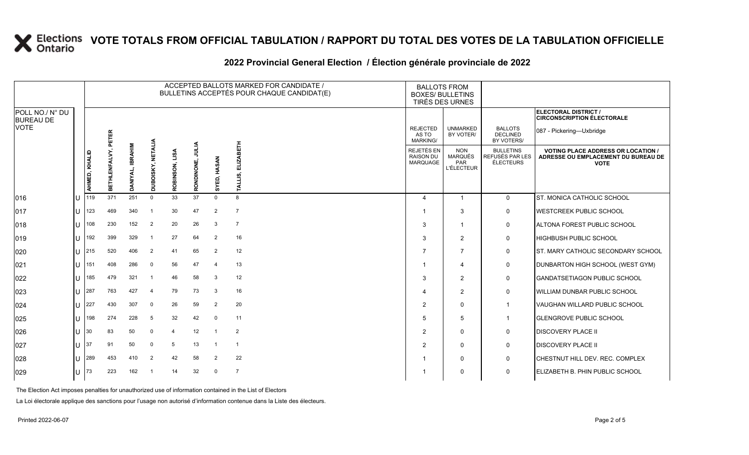# VOTE TOTALS FROM OFFICIAL TABULATION / RAPPORT DU TOTAL DES VOTES DE LA TABULATION OFFICIELLE

## 2022 Provincial General Election / Élection générale provinciale de 2022

| POLL NO./ N° DU BUREAU DE VOTE | | ACCEPTED BALLOTS MARKED FOR CANDIDATE / BULLETINS ACCEPTÉS POUR CHAQUE CANDIDAT(E) | | | | | | | | BALLOTS FROM BOXES/ BULLETINS TIRÉS DES URNES | | | ELECTORAL DISTRICT / CIRCONSCRIPTION ÉLECTORALE 087 - Pickering—Uxbridge |
|---|---|---|---|---|---|---|---|---|---|---|---|---|---|
| | | AHMED, KHALID | BETHLENFALVY, PETER | DANIYAL, IBRAHIM | DUBOISKY, NETALIA | ROBINSON, LISA | RONDINONE, JULIA | SYED, HASAN | TALLIS, ELIZABETH | REJECTED AS TO MARKING/ REJETÉS EN RAISON DU MARQUAGE | UNMARKED BY VOTER/ NON MARQUÉS PAR L'ÉLECTEUR | BALLOTS DECLINED BY VOTERS/ BULLETINS REFUSÉS PAR LES ÉLECTEURS | VOTING PLACE ADDRESS OR LOCATION / ADRESSE OU EMPLACEMENT DU BUREAU DE VOTE |
| 016 | U | 119 | 371 | 251 | 0 | 33 | 37 | 0 | 8 | 4 | 1 | 0 | ST. MONICA CATHOLIC SCHOOL |
| 017 | U | 123 | 469 | 340 | 1 | 30 | 47 | 2 | 7 | 1 | 3 | 0 | WESTCREEK PUBLIC SCHOOL |
| 018 | U | 108 | 230 | 152 | 2 | 20 | 26 | 3 | 7 | 3 | 1 | 0 | ALTONA FOREST PUBLIC SCHOOL |
| 019 | U | 192 | 399 | 329 | 1 | 27 | 64 | 2 | 16 | 3 | 2 | 0 | HIGHBUSH PUBLIC SCHOOL |
| 020 | U | 215 | 520 | 406 | 2 | 41 | 65 | 2 | 12 | 7 | 7 | 0 | ST. MARY CATHOLIC SECONDARY SCHOOL |
| 021 | U | 151 | 408 | 286 | 0 | 56 | 47 | 4 | 13 | 1 | 4 | 0 | DUNBARTON HIGH SCHOOL (WEST GYM) |
| 022 | U | 185 | 479 | 321 | 1 | 46 | 58 | 3 | 12 | 3 | 2 | 0 | GANDATSETIAGON PUBLIC SCHOOL |
| 023 | U | 287 | 763 | 427 | 4 | 79 | 73 | 3 | 16 | 4 | 2 | 0 | WILLIAM DUNBAR PUBLIC SCHOOL |
| 024 | U | 227 | 430 | 307 | 0 | 26 | 59 | 2 | 20 | 2 | 0 | 1 | VAUGHAN WILLARD PUBLIC SCHOOL |
| 025 | U | 198 | 274 | 228 | 5 | 32 | 42 | 0 | 11 | 5 | 5 | 1 | GLENGROVE PUBLIC SCHOOL |
| 026 | U | 30 | 83 | 50 | 0 | 4 | 12 | 1 | 2 | 2 | 0 | 0 | DISCOVERY PLACE II |
| 027 | U | 37 | 91 | 50 | 0 | 5 | 13 | 1 | 1 | 2 | 0 | 0 | DISCOVERY PLACE II |
| 028 | U | 289 | 453 | 410 | 2 | 42 | 58 | 2 | 22 | 1 | 0 | 0 | CHESTNUT HILL DEV. REC. COMPLEX |
| 029 | U | 73 | 223 | 162 | 1 | 14 | 32 | 0 | 7 | 1 | 0 | 0 | ELIZABETH B. PHIN PUBLIC SCHOOL |

The Election Act imposes penalties for unauthorized use of information contained in the List of Electors

La Loi électorale applique des sanctions pour l'usage non autorisé d'information contenue dans la Liste des électeurs.

Printed 2022-06-07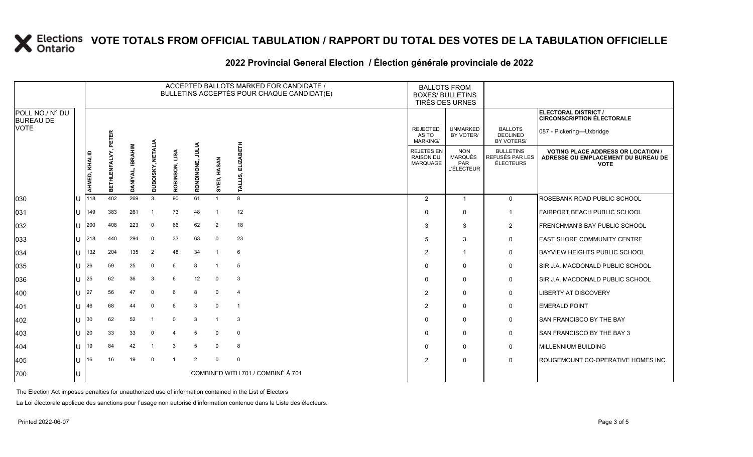# VOTE TOTALS FROM OFFICIAL TABULATION / RAPPORT DU TOTAL DES VOTES DE LA TABULATION OFFICIELLE

## 2022 Provincial General Election / Élection générale provinciale de 2022

ELECTORAL DISTRICT / CIRCONSCRIPTION ÉLECTORALE: 087 - Pickering—Uxbridge

| POLL NO./ N° DU BUREAU DE VOTE | | ACCEPTED BALLOTS MARKED FOR CANDIDATE / BULLETINS ACCEPTÉS POUR CHAQUE CANDIDAT(E) | | | | | | | | BALLOTS FROM BOXES/ BULLETINS TIRÉS DES URNES | | | |
|---|---|---|---|---|---|---|---|---|---|---|---|---|---|
| | | AHMED, KHALID | BETHLENFALVY, PETER | DANIYAL, IBRAHIM | DUBOISKY, NETALIA | ROBINSON, LISA | RONDINONE, JULIA | SYED, HASAN | TALLIS, ELIZABETH | REJECTED AS TO MARKING/ REJETÉS EN RAISON DU MARQUAGE | UNMARKED BY VOTER/ NON MARQUÉS PAR L'ÉLECTEUR | BALLOTS DECLINED BY VOTERS/ BULLETINS REFUSÉS PAR LES ÉLECTEURS | VOTING PLACE ADDRESS OR LOCATION / ADRESSE OU EMPLACEMENT DU BUREAU DE VOTE |
| 030 | U | 118 | 402 | 269 | 3 | 90 | 61 | 1 | 8 | 2 | 1 | 0 | ROSEBANK ROAD PUBLIC SCHOOL |
| 031 | U | 149 | 383 | 261 | 1 | 73 | 48 | 1 | 12 | 0 | 0 | 1 | FAIRPORT BEACH PUBLIC SCHOOL |
| 032 | U | 200 | 408 | 223 | 0 | 66 | 62 | 2 | 18 | 3 | 3 | 2 | FRENCHMAN'S BAY PUBLIC SCHOOL |
| 033 | U | 218 | 440 | 294 | 0 | 33 | 63 | 0 | 23 | 5 | 3 | 0 | EAST SHORE COMMUNITY CENTRE |
| 034 | U | 132 | 204 | 135 | 2 | 48 | 34 | 1 | 6 | 2 | 1 | 0 | BAYVIEW HEIGHTS PUBLIC SCHOOL |
| 035 | U | 26 | 59 | 25 | 0 | 6 | 8 | 1 | 5 | 0 | 0 | 0 | SIR J.A. MACDONALD PUBLIC SCHOOL |
| 036 | U | 25 | 62 | 36 | 3 | 6 | 12 | 0 | 3 | 0 | 0 | 0 | SIR J.A. MACDONALD PUBLIC SCHOOL |
| 400 | U | 27 | 56 | 47 | 0 | 6 | 8 | 0 | 4 | 2 | 0 | 0 | LIBERTY AT DISCOVERY |
| 401 | U | 46 | 68 | 44 | 0 | 6 | 3 | 0 | 1 | 2 | 0 | 0 | EMERALD POINT |
| 402 | U | 30 | 62 | 52 | 1 | 0 | 3 | 1 | 3 | 0 | 0 | 0 | SAN FRANCISCO BY THE BAY |
| 403 | U | 20 | 33 | 33 | 0 | 4 | 5 | 0 | 0 | 0 | 0 | 0 | SAN FRANCISCO BY THE BAY 3 |
| 404 | U | 19 | 84 | 42 | 1 | 3 | 5 | 0 | 8 | 0 | 0 | 0 | MILLENNIUM BUILDING |
| 405 | U | 16 | 16 | 19 | 0 | 1 | 2 | 0 | 0 | 2 | 0 | 0 | ROUGEMOUNT CO-OPERATIVE HOMES INC. |
| 700 | U | COMBINED WITH 701 / COMBINÉ À 701 | | | | | | | | | | | |

The Election Act imposes penalties for unauthorized use of information contained in the List of Electors

La Loi électorale applique des sanctions pour l'usage non autorisé d'information contenue dans la Liste des électeurs.

Printed 2022-06-07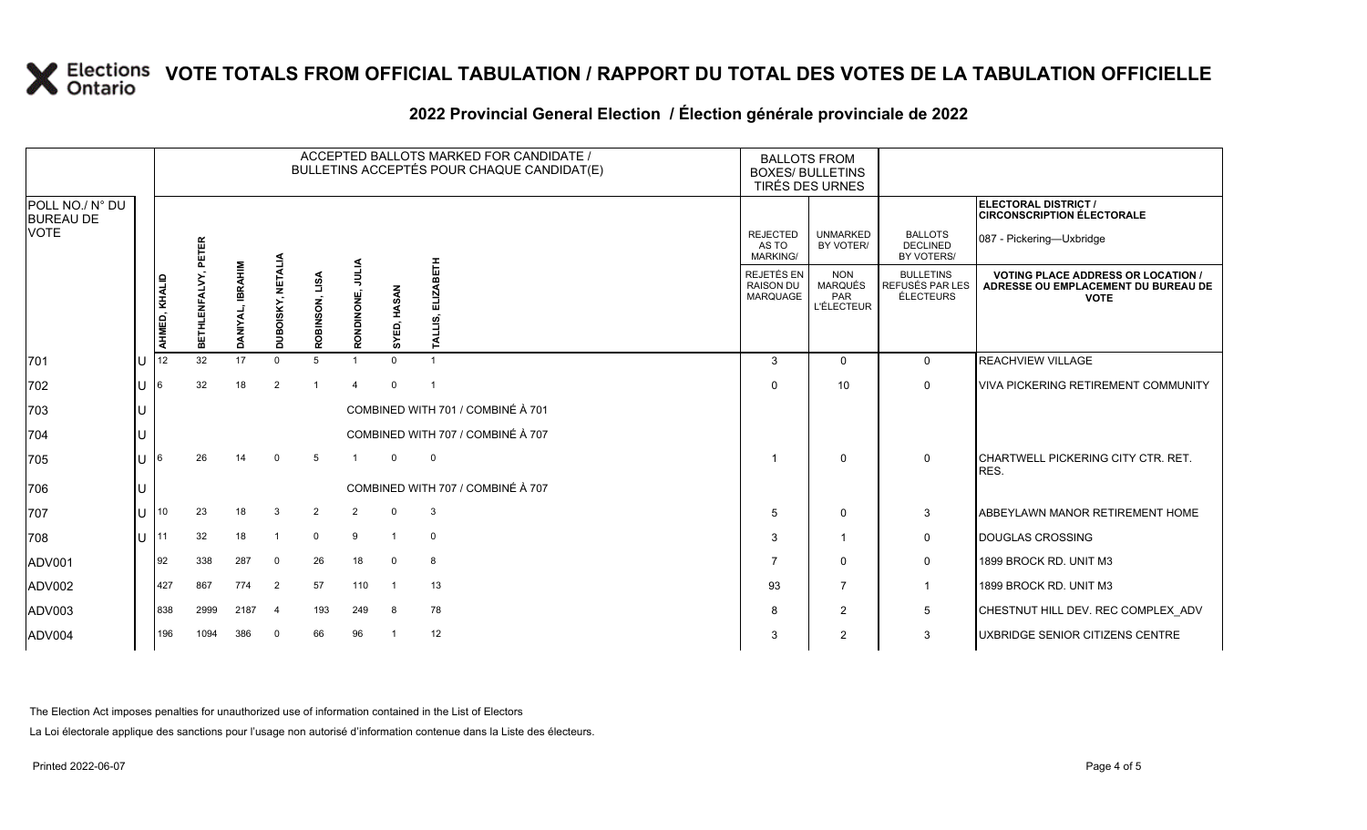# VOTE TOTALS FROM OFFICIAL TABULATION / RAPPORT DU TOTAL DES VOTES DE LA TABULATION OFFICIELLE

## 2022 Provincial General Election / Élection générale provinciale de 2022

ELECTORAL DISTRICT / CIRCONSCRIPTION ÉLECTORALE: 087 - Pickering—Uxbridge

| POLL NO./ N° DU BUREAU DE VOTE | | AHMED, KHALID | BETHLENFALVY, PETER | DANIYAL, IBRAHIM | DUBOISKY, NETALIA | ROBINSON, LISA | RONDINONE, JULIA | SYED, HASAN | TALLIS, ELIZABETH | REJECTED AS TO MARKING/ REJETÉS EN RAISON DU MARQUAGE | UNMARKED BY VOTER/ NON MARQUÉS PAR L'ÉLECTEUR | BALLOTS DECLINED BY VOTERS/ BULLETINS REFUSÉS PAR LES ÉLECTEURS | VOTING PLACE ADDRESS OR LOCATION / ADRESSE OU EMPLACEMENT DU BUREAU DE VOTE |
|---|---|---|---|---|---|---|---|---|---|---|---|---|---|
| 701 | U | 12 | 32 | 17 | 0 | 5 | 1 | 0 | 1 | 3 | 0 | 0 | REACHVIEW VILLAGE |
| 702 | U | 6 | 32 | 18 | 2 | 1 | 4 | 0 | 1 | 0 | 10 | 0 | VIVA PICKERING RETIREMENT COMMUNITY |
| 703 | U | COMBINED WITH 701 / COMBINÉ À 701 | | | | | | | | | | | |
| 704 | U | COMBINED WITH 707 / COMBINÉ À 707 | | | | | | | | | | | |
| 705 | U | 6 | 26 | 14 | 0 | 5 | 1 | 0 | 0 | 1 | 0 | 0 | CHARTWELL PICKERING CITY CTR. RET. RES. |
| 706 | U | COMBINED WITH 707 / COMBINÉ À 707 | | | | | | | | | | | |
| 707 | U | 10 | 23 | 18 | 3 | 2 | 2 | 0 | 3 | 5 | 0 | 3 | ABBEYLAWN MANOR RETIREMENT HOME |
| 708 | U | 11 | 32 | 18 | 1 | 0 | 9 | 1 | 0 | 3 | 1 | 0 | DOUGLAS CROSSING |
| ADV001 | | 92 | 338 | 287 | 0 | 26 | 18 | 0 | 8 | 7 | 0 | 0 | 1899 BROCK RD. UNIT M3 |
| ADV002 | | 427 | 867 | 774 | 2 | 57 | 110 | 1 | 13 | 93 | 7 | 1 | 1899 BROCK RD. UNIT M3 |
| ADV003 | | 838 | 2999 | 2187 | 4 | 193 | 249 | 8 | 78 | 8 | 2 | 5 | CHESTNUT HILL DEV. REC COMPLEX_ADV |
| ADV004 | | 196 | 1094 | 386 | 0 | 66 | 96 | 1 | 12 | 3 | 2 | 3 | UXBRIDGE SENIOR CITIZENS CENTRE |

The Election Act imposes penalties for unauthorized use of information contained in the List of Electors

La Loi électorale applique des sanctions pour l'usage non autorisé d'information contenue dans la Liste des électeurs.

Printed 2022-06-07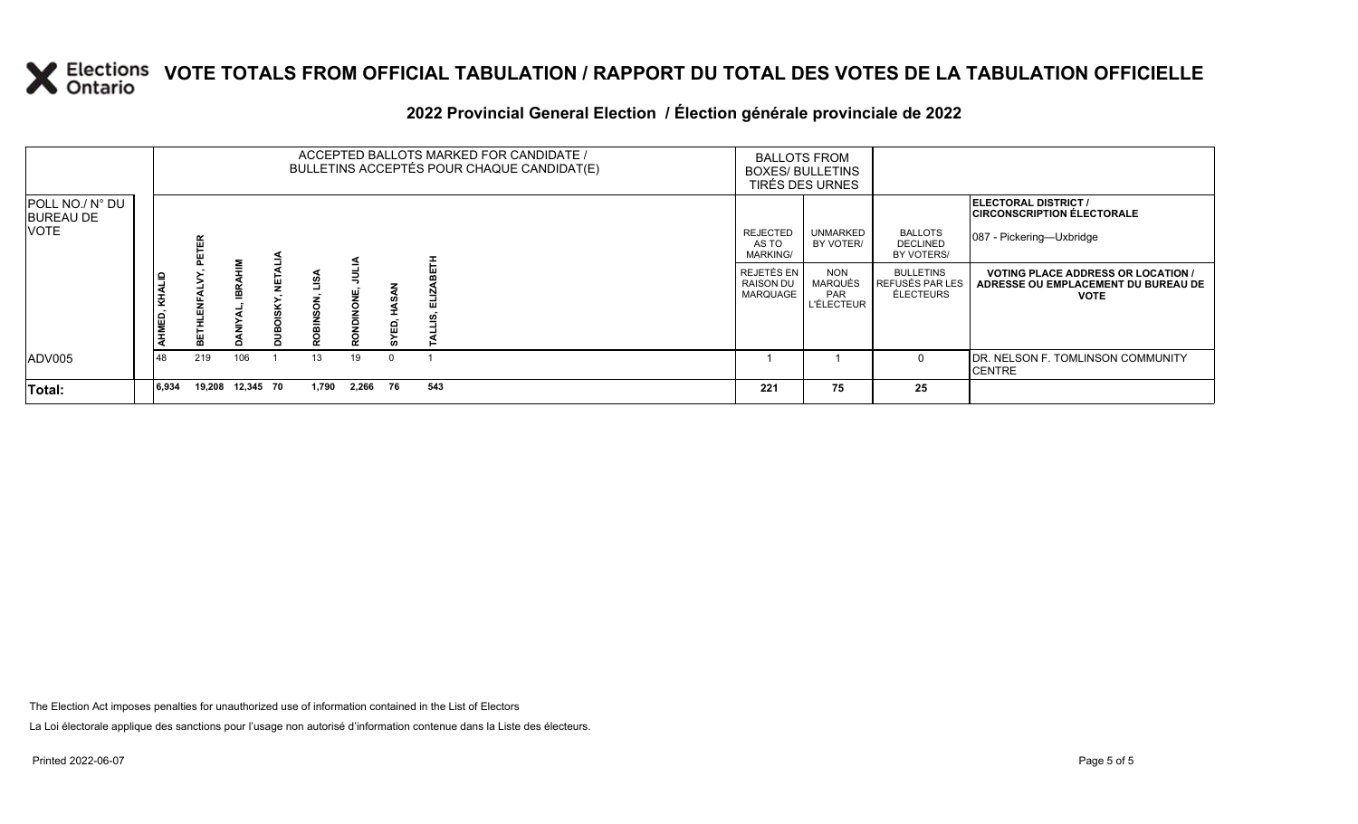# VOTE TOTALS FROM OFFICIAL TABULATION / RAPPORT DU TOTAL DES VOTES DE LA TABULATION OFFICIELLE

## 2022 Provincial General Election / Élection générale provinciale de 2022

| POLL NO./ N° DU BUREAU DE VOTE | ACCEPTED BALLOTS MARKED FOR CANDIDATE / BULLETINS ACCEPTÉS POUR CHAQUE CANDIDAT(E) | | | | | | | | BALLOTS FROM BOXES/ BULLETINS TIRÉS DES URNES | | | ELECTORAL DISTRICT / CIRCONSCRIPTION ÉLECTORALE 087 - Pickering—Uxbridge |
|---|---|---|---|---|---|---|---|---|---|---|---|---|
| | AHMED, KHALID | BETHLENFALVY, PETER | DANIYAL, IBRAHIM | DUBOISKY, NETALIA | ROBINSON, LISA | RONDINONE, JULIA | SYED, HASAN | TALLIS, ELIZABETH | REJECTED AS TO MARKING/ REJETÉS EN RAISON DU MARQUAGE | UNMARKED BY VOTER/ NON MARQUÉS PAR L'ÉLECTEUR | BALLOTS DECLINED BY VOTERS/ BULLETINS REFUSÉS PAR LES ÉLECTEURS | VOTING PLACE ADDRESS OR LOCATION / ADRESSE OU EMPLACEMENT DU BUREAU DE VOTE |
| ADV005 | 48 | 219 | 106 | 1 | 13 | 19 | 0 | 1 | 1 | 1 | 0 | DR. NELSON F. TOMLINSON COMMUNITY CENTRE |
| **Total:** | 6,934 | 19,208 | 12,345 | 70 | 1,790 | 2,266 | 76 | 543 | 221 | 75 | 25 | |

The Election Act imposes penalties for unauthorized use of information contained in the List of Electors

La Loi électorale applique des sanctions pour l'usage non autorisé d'information contenue dans la Liste des électeurs.

Printed 2022-06-07